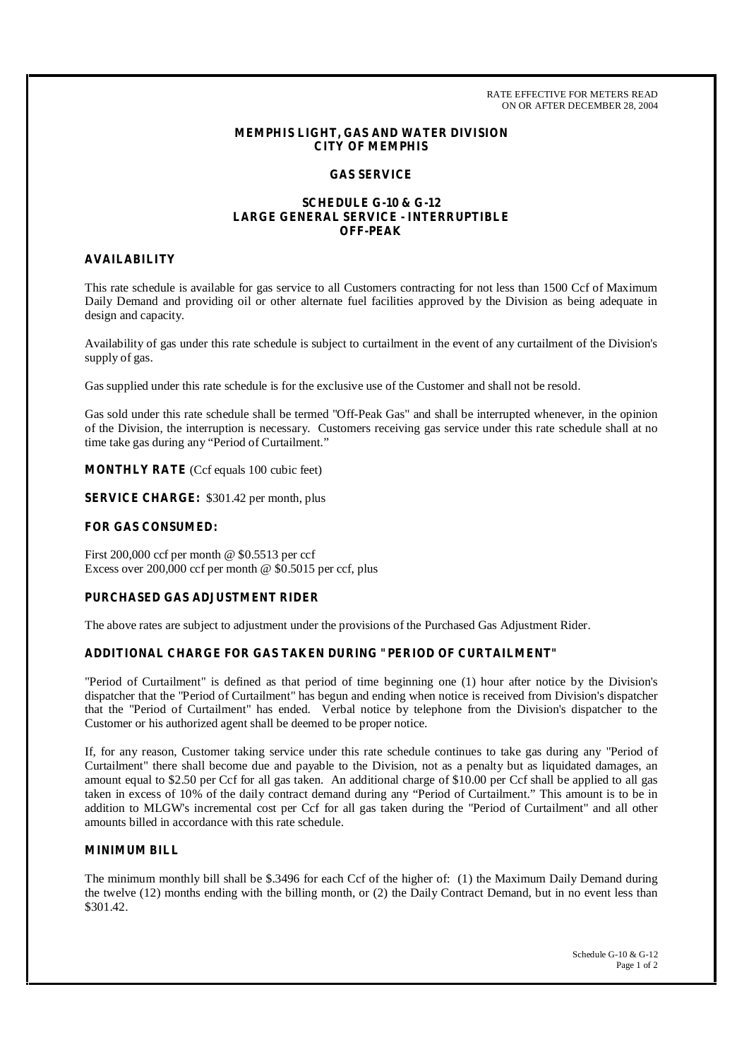RATE EFFECTIVE FOR METERS READ
ON OR AFTER DECEMBER 28, 2004

# MEMPHIS LIGHT, GAS AND WATER DIVISION
# CITY OF MEMPHIS

## GAS SERVICE

## SCHEDULE G-10 & G-12
## LARGE GENERAL SERVICE - INTERRUPTIBLE
## OFF-PEAK

### AVAILABILITY

This rate schedule is available for gas service to all Customers contracting for not less than 1500 Ccf of Maximum Daily Demand and providing oil or other alternate fuel facilities approved by the Division as being adequate in design and capacity.

Availability of gas under this rate schedule is subject to curtailment in the event of any curtailment of the Division's supply of gas.

Gas supplied under this rate schedule is for the exclusive use of the Customer and shall not be resold.

Gas sold under this rate schedule shall be termed "Off-Peak Gas" and shall be interrupted whenever, in the opinion of the Division, the interruption is necessary. Customers receiving gas service under this rate schedule shall at no time take gas during any "Period of Curtailment."

**MONTHLY RATE** (Ccf equals 100 cubic feet)

**SERVICE CHARGE:** $301.42 per month, plus

### FOR GAS CONSUMED:

First 200,000 ccf per month @ $0.5513 per ccf
Excess over 200,000 ccf per month @ $0.5015 per ccf, plus

### PURCHASED GAS ADJUSTMENT RIDER

The above rates are subject to adjustment under the provisions of the Purchased Gas Adjustment Rider.

### ADDITIONAL CHARGE FOR GAS TAKEN DURING "PERIOD OF CURTAILMENT"

"Period of Curtailment" is defined as that period of time beginning one (1) hour after notice by the Division's dispatcher that the "Period of Curtailment" has begun and ending when notice is received from Division's dispatcher that the "Period of Curtailment" has ended. Verbal notice by telephone from the Division's dispatcher to the Customer or his authorized agent shall be deemed to be proper notice.

If, for any reason, Customer taking service under this rate schedule continues to take gas during any "Period of Curtailment" there shall become due and payable to the Division, not as a penalty but as liquidated damages, an amount equal to $2.50 per Ccf for all gas taken. An additional charge of $10.00 per Ccf shall be applied to all gas taken in excess of 10% of the daily contract demand during any "Period of Curtailment." This amount is to be in addition to MLGW's incremental cost per Ccf for all gas taken during the "Period of Curtailment" and all other amounts billed in accordance with this rate schedule.

### MINIMUM BILL

The minimum monthly bill shall be $.3496 for each Ccf of the higher of: (1) the Maximum Daily Demand during the twelve (12) months ending with the billing month, or (2) the Daily Contract Demand, but in no event less than $301.42.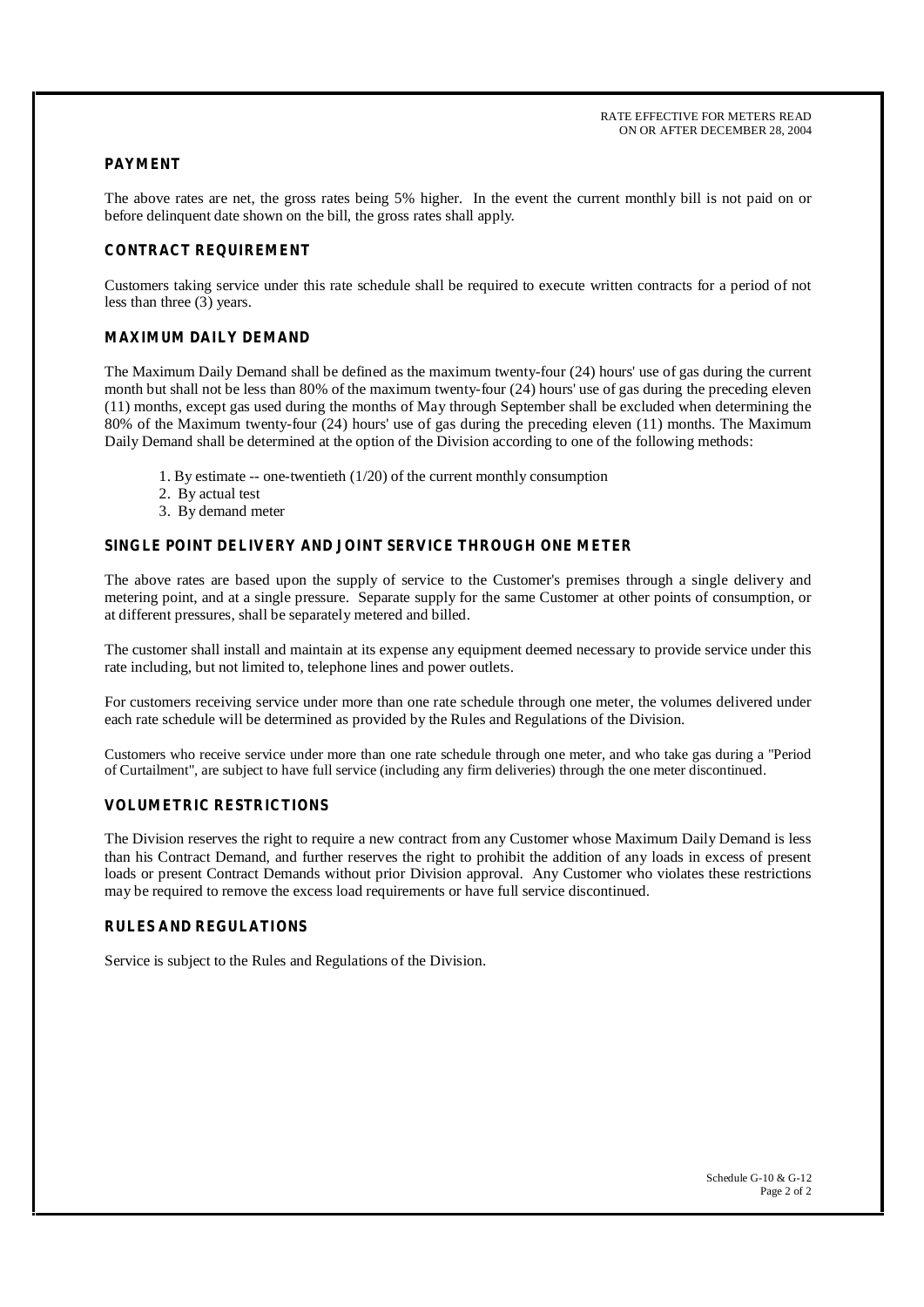RATE EFFECTIVE FOR METERS READ
ON OR AFTER DECEMBER 28, 2004

## PAYMENT

The above rates are net, the gross rates being 5% higher. In the event the current monthly bill is not paid on or before delinquent date shown on the bill, the gross rates shall apply.

## CONTRACT REQUIREMENT

Customers taking service under this rate schedule shall be required to execute written contracts for a period of not less than three (3) years.

## MAXIMUM DAILY DEMAND

The Maximum Daily Demand shall be defined as the maximum twenty-four (24) hours' use of gas during the current month but shall not be less than 80% of the maximum twenty-four (24) hours' use of gas during the preceding eleven (11) months, except gas used during the months of May through September shall be excluded when determining the 80% of the Maximum twenty-four (24) hours' use of gas during the preceding eleven (11) months. The Maximum Daily Demand shall be determined at the option of the Division according to one of the following methods:

1. By estimate -- one-twentieth (1/20) of the current monthly consumption
2. By actual test
3. By demand meter

## SINGLE POINT DELIVERY AND JOINT SERVICE THROUGH ONE METER

The above rates are based upon the supply of service to the Customer's premises through a single delivery and metering point, and at a single pressure. Separate supply for the same Customer at other points of consumption, or at different pressures, shall be separately metered and billed.

The customer shall install and maintain at its expense any equipment deemed necessary to provide service under this rate including, but not limited to, telephone lines and power outlets.

For customers receiving service under more than one rate schedule through one meter, the volumes delivered under each rate schedule will be determined as provided by the Rules and Regulations of the Division.

Customers who receive service under more than one rate schedule through one meter, and who take gas during a "Period of Curtailment", are subject to have full service (including any firm deliveries) through the one meter discontinued.

## VOLUMETRIC RESTRICTIONS

The Division reserves the right to require a new contract from any Customer whose Maximum Daily Demand is less than his Contract Demand, and further reserves the right to prohibit the addition of any loads in excess of present loads or present Contract Demands without prior Division approval. Any Customer who violates these restrictions may be required to remove the excess load requirements or have full service discontinued.

## RULES AND REGULATIONS

Service is subject to the Rules and Regulations of the Division.

Schedule G-10 & G-12